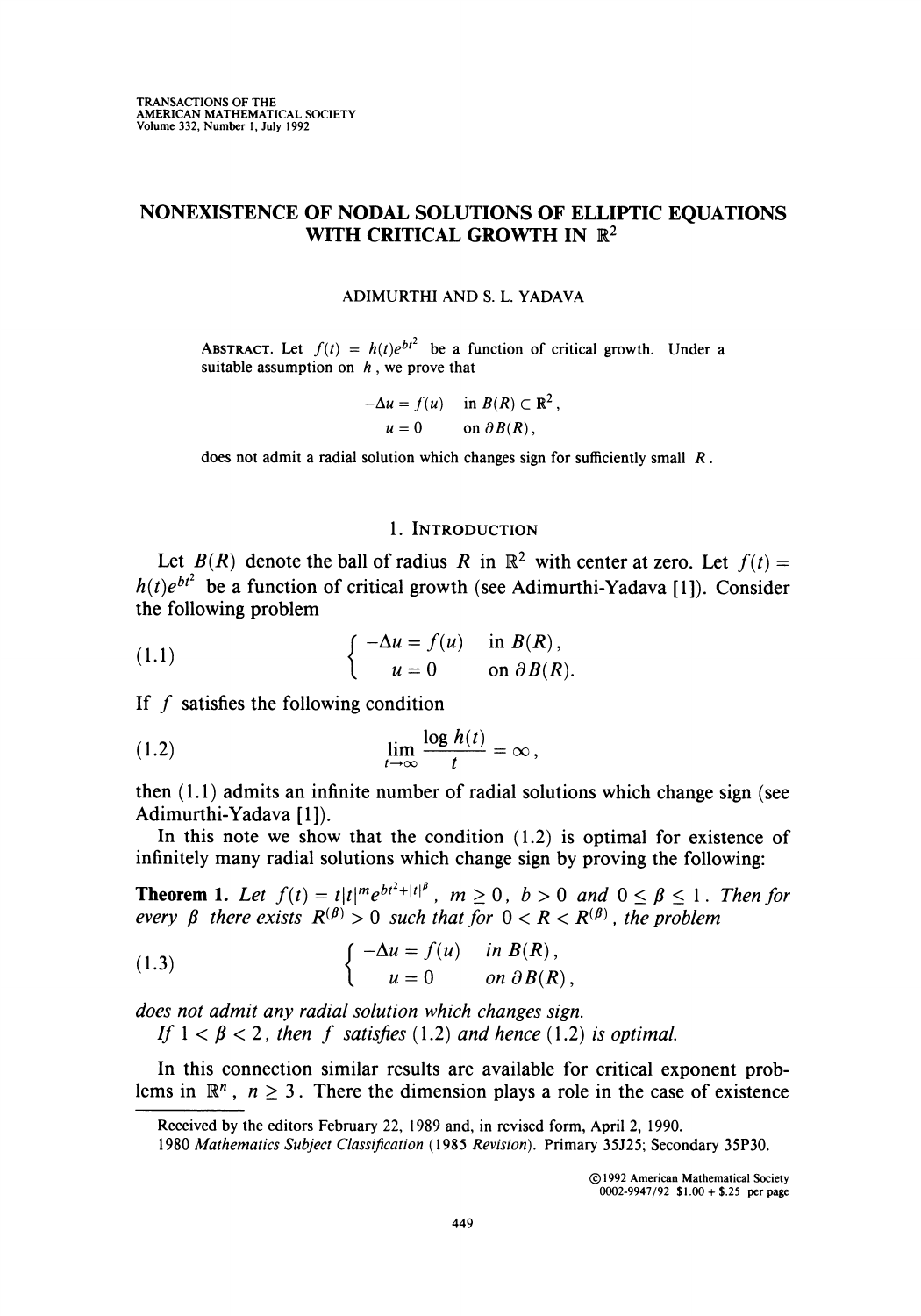# NONEXISTENCE OF NODAL SOLUTIONS OF ELLIPTIC EQUATIONS WITH CRITICAL GROWTH IN $\mathbb{R}^2$

ADIMURTHI AND S. L. YADAVA

ABSTRACT. Let $f(t) = h(t)e^{bt^2}$ be a function of critical growth. Under a suitable assumption on $h$, we prove that

$$\begin{aligned} -\Delta u &= f(u) \quad \text{in } B(R) \subset \mathbb{R}^2, \\ u &= 0 \quad \text{on } \partial B(R), \end{aligned}$$

does not admit a radial solution which changes sign for sufficiently small $R$.

## 1. INTRODUCTION

Let $B(R)$ denote the ball of radius $R$ in $\mathbb{R}^2$ with center at zero. Let $f(t) = h(t)e^{bt^2}$ be a function of critical growth (see Adimurthi-Yadava [1]). Consider the following problem

$$\left\{ \begin{aligned} -\Delta u &= f(u) \quad \text{in } B(R), \\ u &= 0 \quad \text{on } \partial B(R). \end{aligned} \right. \tag{1.1}$$

If $f$ satisfies the following condition

$$\lim_{t \to \infty} \frac{\log h(t)}{t} = \infty, \tag{1.2}$$

then (1.1) admits an infinite number of radial solutions which change sign (see Adimurthi-Yadava [1]).

In this note we show that the condition (1.2) is optimal for existence of infinitely many radial solutions which change sign by proving the following:

**Theorem 1.** *Let $f(t) = t|t|^m e^{bt^2+|t|^\beta}$, $m \geq 0$, $b > 0$ and $0 \leq \beta \leq 1$. Then for every $\beta$ there exists $R^{(\beta)} > 0$ such that for $0 < R < R^{(\beta)}$, the problem*

$$\left\{ \begin{aligned} -\Delta u &= f(u) \quad \text{in } B(R), \\ u &= 0 \quad \text{on } \partial B(R), \end{aligned} \right. \tag{1.3}$$

*does not admit any radial solution which changes sign.*

*If $1 < \beta < 2$, then $f$ satisfies (1.2) and hence (1.2) is optimal.*

In this connection similar results are available for critical exponent problems in $\mathbb{R}^n$, $n \geq 3$. There the dimension plays a role in the case of existence

---

Received by the editors February 22, 1989 and, in revised form, April 2, 1990.

1980 *Mathematics Subject Classification* (1985 *Revision*). Primary 35J25; Secondary 35P30.

©1992 American Mathematical Society
0002-9947/92 $1.00 + $.25 per page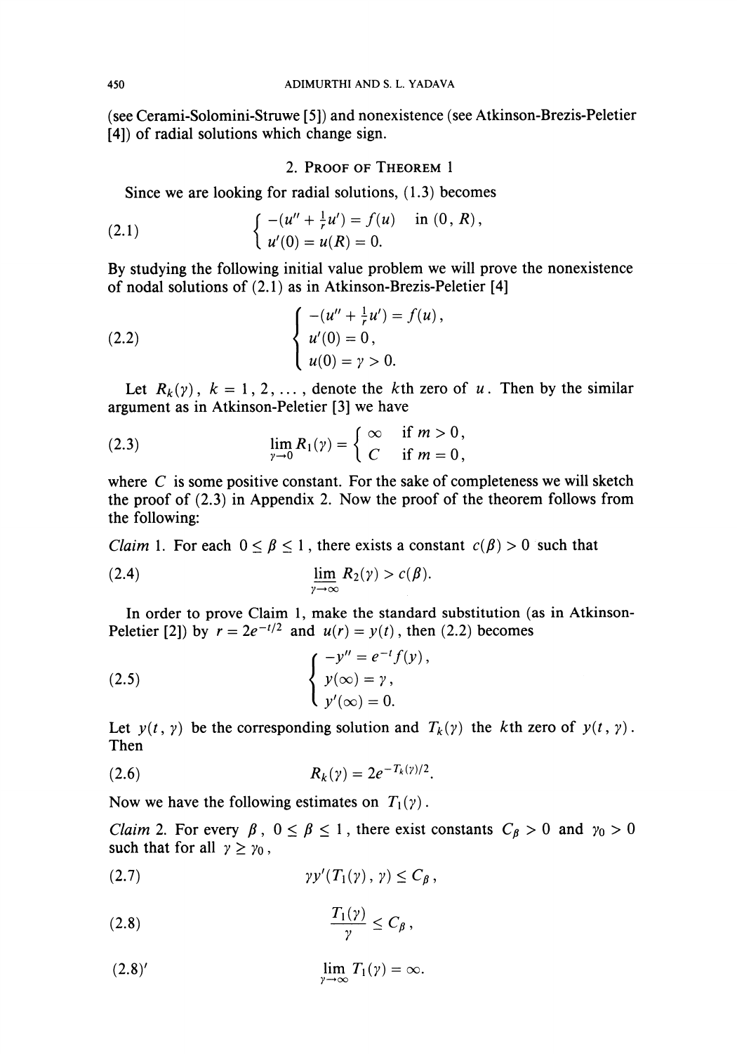(see Cerami-Solomini-Struwe [5]) and nonexistence (see Atkinson-Brezis-Peletier [4]) of radial solutions which change sign.

## 2. Proof of Theorem 1

Since we are looking for radial solutions, (1.3) becomes

$$\begin{cases} -(u'' + \frac{1}{r}u') = f(u) & \text{in } (0, R), \\ u'(0) = u(R) = 0. \end{cases} \tag{2.1}$$

By studying the following initial value problem we will prove the nonexistence of nodal solutions of (2.1) as in Atkinson-Brezis-Peletier [4]

$$\begin{cases} -(u'' + \frac{1}{r}u') = f(u), \\ u'(0) = 0, \\ u(0) = \gamma > 0. \end{cases} \tag{2.2}$$

Let $R_k(\gamma)$, $k = 1, 2, \dots$, denote the $k$th zero of $u$. Then by the similar argument as in Atkinson-Peletier [3] we have

$$\lim_{\gamma \to 0} R_1(\gamma) = \begin{cases} \infty & \text{if } m > 0, \\ C & \text{if } m = 0, \end{cases} \tag{2.3}$$

where $C$ is some positive constant. For the sake of completeness we will sketch the proof of (2.3) in Appendix 2. Now the proof of the theorem follows from the following:

*Claim* 1. For each $0 \leq \beta \leq 1$, there exists a constant $c(\beta) > 0$ such that

$$\varliminf_{\gamma \to \infty} R_2(\gamma) > c(\beta). \tag{2.4}$$

In order to prove Claim 1, make the standard substitution (as in Atkinson-Peletier [2]) by $r = 2e^{-t/2}$ and $u(r) = y(t)$, then (2.2) becomes

$$\begin{cases} -y'' = e^{-t} f(y), \\ y(\infty) = \gamma, \\ y'(\infty) = 0. \end{cases} \tag{2.5}$$

Let $y(t, \gamma)$ be the corresponding solution and $T_k(\gamma)$ the $k$th zero of $y(t, \gamma)$. Then

$$R_k(\gamma) = 2e^{-T_k(\gamma)/2}. \tag{2.6}$$

Now we have the following estimates on $T_1(\gamma)$.

*Claim* 2. For every $\beta$, $0 \leq \beta \leq 1$, there exist constants $C_\beta > 0$ and $\gamma_0 > 0$ such that for all $\gamma \geq \gamma_0$,

$$\gamma y'(T_1(\gamma), \gamma) \leq C_\beta, \tag{2.7}$$

$$\frac{T_1(\gamma)}{\gamma} \leq C_\beta, \tag{2.8}$$

$$\lim_{\gamma \to \infty} T_1(\gamma) = \infty. \tag{2.8$'$}$$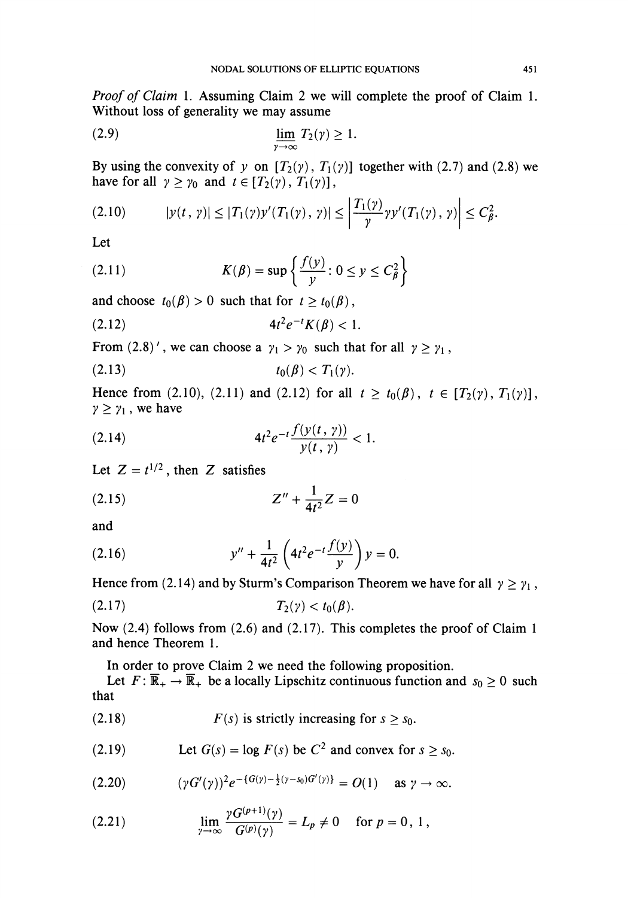*Proof of Claim* 1. Assuming Claim 2 we will complete the proof of Claim 1. Without loss of generality we may assume

$$\lim_{\gamma\to\infty} T_2(\gamma) \geq 1. \tag{2.9}$$

By using the convexity of $y$ on $[T_2(\gamma), T_1(\gamma)]$ together with (2.7) and (2.8) we have for all $\gamma \geq \gamma_0$ and $t \in [T_2(\gamma), T_1(\gamma)]$,

$$|y(t, \gamma)| \leq |T_1(\gamma) y'(T_1(\gamma), \gamma)| \leq \left| \frac{T_1(\gamma)}{\gamma} \gamma y'(T_1(\gamma), \gamma) \right| \leq C_\beta^2. \tag{2.10}$$

Let

$$K(\beta) = \sup\left\{ \frac{f(y)}{y} : 0 \leq y \leq C_\beta^2 \right\} \tag{2.11}$$

and choose $t_0(\beta) > 0$ such that for $t \geq t_0(\beta)$,

$$4t^2 e^{-t} K(\beta) < 1. \tag{2.12}$$

From (2.8)$'$, we can choose a $\gamma_1 > \gamma_0$ such that for all $\gamma \geq \gamma_1$,

$$t_0(\beta) < T_1(\gamma). \tag{2.13}$$

Hence from (2.10), (2.11) and (2.12) for all $t \geq t_0(\beta)$, $t \in [T_2(\gamma), T_1(\gamma)]$, $\gamma \geq \gamma_1$, we have

$$4t^2 e^{-t} \frac{f(y(t, \gamma))}{y(t, \gamma)} < 1. \tag{2.14}$$

Let $Z = t^{1/2}$, then $Z$ satisfies

$$Z'' + \frac{1}{4t^2} Z = 0 \tag{2.15}$$

and

$$y'' + \frac{1}{4t^2}\left( 4t^2 e^{-t} \frac{f(y)}{y} \right) y = 0. \tag{2.16}$$

Hence from (2.14) and by Sturm's Comparison Theorem we have for all $\gamma \geq \gamma_1$,

$$T_2(\gamma) < t_0(\beta). \tag{2.17}$$

Now (2.4) follows from (2.6) and (2.17). This completes the proof of Claim 1 and hence Theorem 1.

In order to prove Claim 2 we need the following proposition.

Let $F : \overline{\mathbb{R}}_+ \to \overline{\mathbb{R}}_+$ be a locally Lipschitz continuous function and $s_0 \geq 0$ such that

(2.18) $F(s)$ is strictly increasing for $s \geq s_0$.

(2.19) Let $G(s) = \log F(s)$ be $C^2$ and convex for $s \geq s_0$.

$$(\gamma G'(\gamma))^2 e^{-\{G(\gamma) - \frac{1}{2}(\gamma - s_0) G'(\gamma)\}} = O(1) \quad \text{as } \gamma \to \infty. \tag{2.20}$$

$$\lim_{\gamma\to\infty} \frac{\gamma G^{(p+1)}(\gamma)}{G^{(p)}(\gamma)} = L_p \neq 0 \quad \text{for } p = 0, 1, \tag{2.21}$$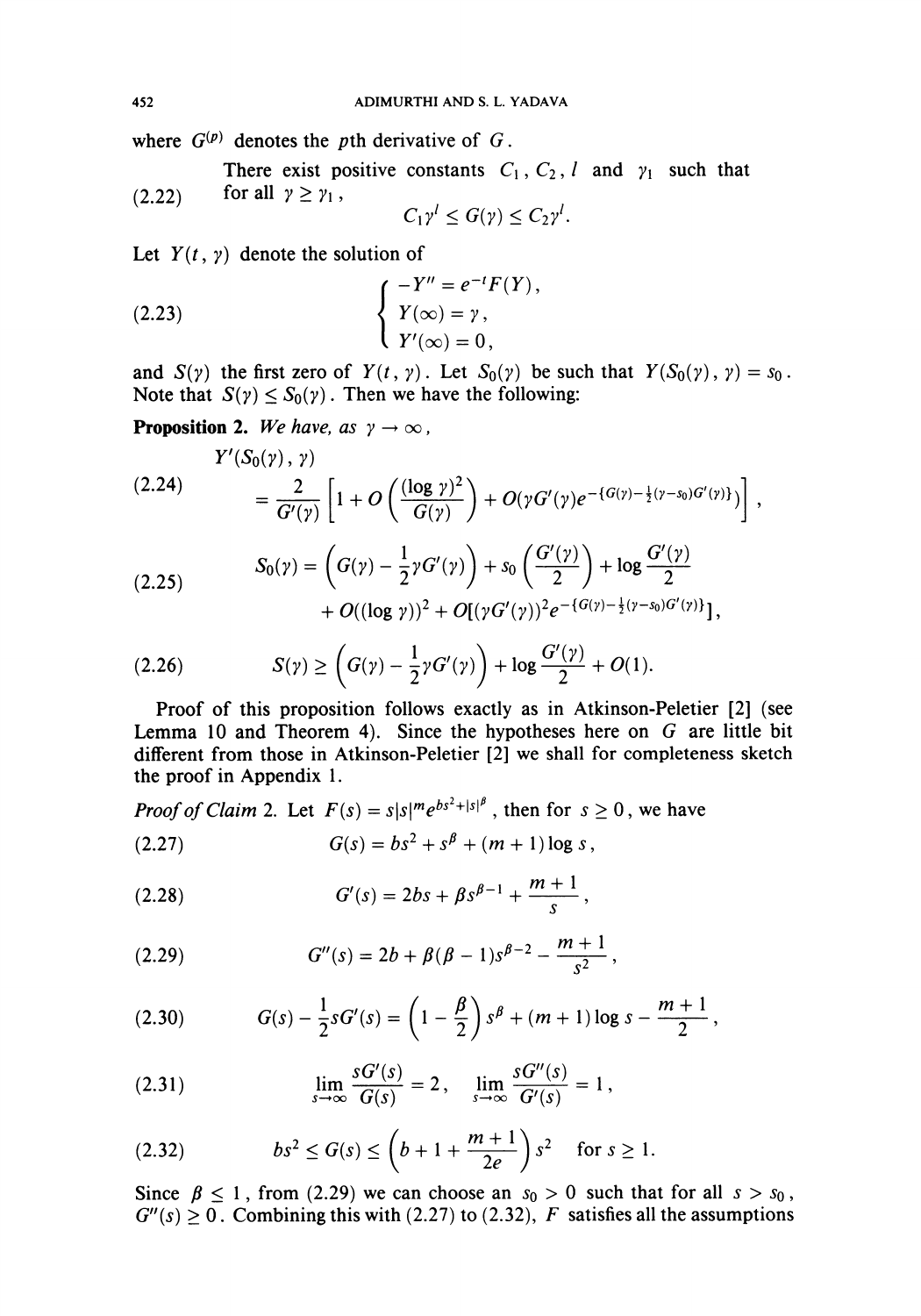where $G^{(p)}$ denotes the $p$th derivative of $G$.

(2.22) There exist positive constants $C_1$, $C_2$, $l$ and $\gamma_1$ such that for all $\gamma \geq \gamma_1$,

$$C_1 \gamma^l \leq G(\gamma) \leq C_2 \gamma^l.$$

Let $Y(t, \gamma)$ denote the solution of

$$\begin{cases} -Y'' = e^{-t} F(Y), \\ Y(\infty) = \gamma, \\ Y'(\infty) = 0, \end{cases} \tag{2.23}$$

and $S(\gamma)$ the first zero of $Y(t, \gamma)$. Let $S_0(\gamma)$ be such that $Y(S_0(\gamma), \gamma) = s_0$. Note that $S(\gamma) \leq S_0(\gamma)$. Then we have the following:

**Proposition 2.** *We have, as* $\gamma \to \infty$,

$$\begin{aligned} &Y'(S_0(\gamma), \gamma) \\ &= \frac{2}{G'(\gamma)} \left[ 1 + O\left( \frac{(\log \gamma)^2}{G(\gamma)} \right) + O(\gamma G'(\gamma) e^{-\{G(\gamma) - \frac{1}{2}(\gamma - s_0) G'(\gamma)\}}) \right], \end{aligned} \tag{2.24}$$

$$\begin{aligned} S_0(\gamma) = &\left( G(\gamma) - \frac{1}{2}\gamma G'(\gamma) \right) + s_0 \left( \frac{G'(\gamma)}{2} \right) + \log \frac{G'(\gamma)}{2} \\ &+ O((\log \gamma))^2 + O[(\gamma G'(\gamma))^2 e^{-\{G(\gamma) - \frac{1}{2}(\gamma - s_0) G'(\gamma)\}}], \end{aligned} \tag{2.25}$$

$$S(\gamma) \geq \left( G(\gamma) - \frac{1}{2}\gamma G'(\gamma) \right) + \log \frac{G'(\gamma)}{2} + O(1). \tag{2.26}$$

Proof of this proposition follows exactly as in Atkinson-Peletier [2] (see Lemma 10 and Theorem 4). Since the hypotheses here on $G$ are little bit different from those in Atkinson-Peletier [2] we shall for completeness sketch the proof in Appendix 1.

*Proof of Claim* 2. Let $F(s) = s|s|^m e^{bs^2 + |s|^\beta}$, then for $s \geq 0$, we have

$$G(s) = bs^2 + s^\beta + (m+1) \log s, \tag{2.27}$$

$$G'(s) = 2bs + \beta s^{\beta - 1} + \frac{m+1}{s}, \tag{2.28}$$

$$G''(s) = 2b + \beta(\beta - 1)s^{\beta - 2} - \frac{m+1}{s^2}, \tag{2.29}$$

$$G(s) - \frac{1}{2} s G'(s) = \left( 1 - \frac{\beta}{2} \right) s^\beta + (m+1) \log s - \frac{m+1}{2}, \tag{2.30}$$

$$\lim_{s \to \infty} \frac{sG'(s)}{G(s)} = 2, \quad \lim_{s \to \infty} \frac{sG''(s)}{G'(s)} = 1, \tag{2.31}$$

$$bs^2 \leq G(s) \leq \left( b + 1 + \frac{m+1}{2e} \right) s^2 \quad \text{for } s \geq 1. \tag{2.32}$$

Since $\beta \leq 1$, from (2.29) we can choose an $s_0 > 0$ such that for all $s > s_0$, $G''(s) \geq 0$. Combining this with (2.27) to (2.32), $F$ satisfies all the assumptions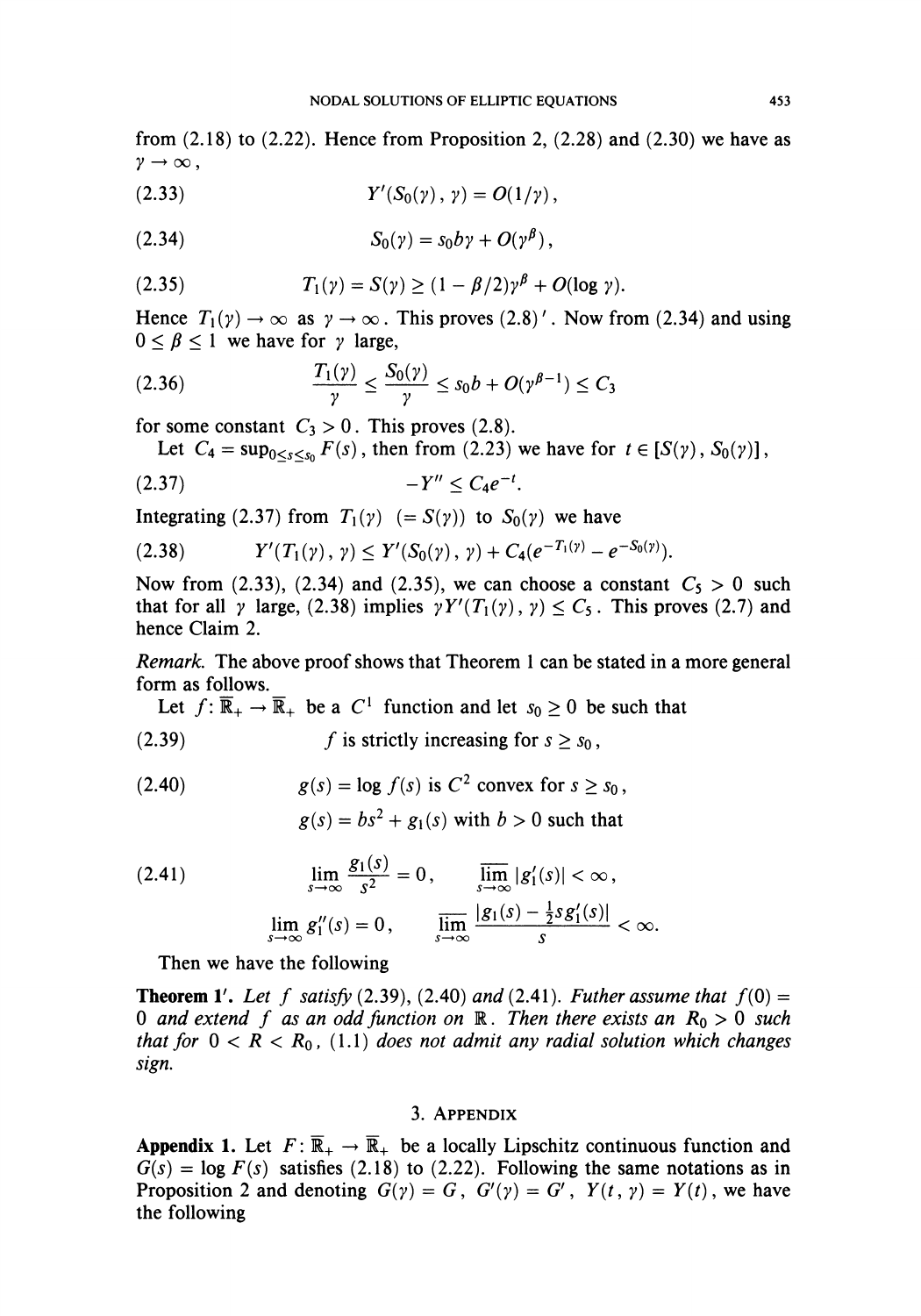from (2.18) to (2.22). Hence from Proposition 2, (2.28) and (2.30) we have as $\gamma \to \infty$,

$$Y'(S_0(\gamma), \gamma) = O(1/\gamma), \tag{2.33}$$

$$S_0(\gamma) = s_0 b\gamma + O(\gamma^\beta), \tag{2.34}$$

$$T_1(\gamma) = S(\gamma) \geq (1 - \beta/2)\gamma^\beta + O(\log \gamma). \tag{2.35}$$

Hence $T_1(\gamma) \to \infty$ as $\gamma \to \infty$. This proves (2.8)$'$. Now from (2.34) and using $0 \leq \beta \leq 1$ we have for $\gamma$ large,

$$\frac{T_1(\gamma)}{\gamma} \leq \frac{S_0(\gamma)}{\gamma} \leq s_0 b + O(\gamma^{\beta - 1}) \leq C_3 \tag{2.36}$$

for some constant $C_3 > 0$. This proves (2.8).

Let $C_4 = \sup_{0 \leq s \leq s_0} F(s)$, then from (2.23) we have for $t \in [S(\gamma), S_0(\gamma)]$,

$$-Y'' \leq C_4 e^{-t}. \tag{2.37}$$

Integrating (2.37) from $T_1(\gamma)$ $(= S(\gamma))$ to $S_0(\gamma)$ we have

$$Y'(T_1(\gamma), \gamma) \leq Y'(S_0(\gamma), \gamma) + C_4(e^{-T_1(\gamma)} - e^{-S_0(\gamma)}). \tag{2.38}$$

Now from (2.33), (2.34) and (2.35), we can choose a constant $C_5 > 0$ such that for all $\gamma$ large, (2.38) implies $\gamma Y'(T_1(\gamma), \gamma) \leq C_5$. This proves (2.7) and hence Claim 2.

*Remark.* The above proof shows that Theorem 1 can be stated in a more general form as follows.

Let $f\colon \overline{\mathbb{R}}_+ \to \overline{\mathbb{R}}_+$ be a $C^1$ function and let $s_0 \geq 0$ be such that

$$f \text{ is strictly increasing for } s \geq s_0, \tag{2.39}$$

$$g(s) = \log f(s) \text{ is } C^2 \text{ convex for } s \geq s_0, \tag{2.40}$$

$$g(s) = bs^2 + g_1(s) \text{ with } b > 0 \text{ such that}$$

$$\lim_{s\to\infty} \frac{g_1(s)}{s^2} = 0, \qquad \overline{\lim_{s\to\infty}}\, |g_1'(s)| < \infty, \tag{2.41}$$

$$\lim_{s\to\infty} g_1''(s) = 0, \qquad \overline{\lim_{s\to\infty}}\, \frac{|g_1(s) - \frac{1}{2}s g_1'(s)|}{s} < \infty.$$

Then we have the following

**Theorem 1$'$.** *Let $f$ satisfy (2.39), (2.40) and (2.41). Futher assume that $f(0) = 0$ and extend $f$ as an odd function on $\mathbb{R}$. Then there exists an $R_0 > 0$ such that for $0 < R < R_0$, (1.1) does not admit any radial solution which changes sign.*

## 3. Appendix

**Appendix 1.** Let $F\colon \overline{\mathbb{R}}_+ \to \overline{\mathbb{R}}_+$ be a locally Lipschitz continuous function and $G(s) = \log F(s)$ satisfies (2.18) to (2.22). Following the same notations as in Proposition 2 and denoting $G(\gamma) = G$, $G'(\gamma) = G'$, $Y(t, \gamma) = Y(t)$, we have the following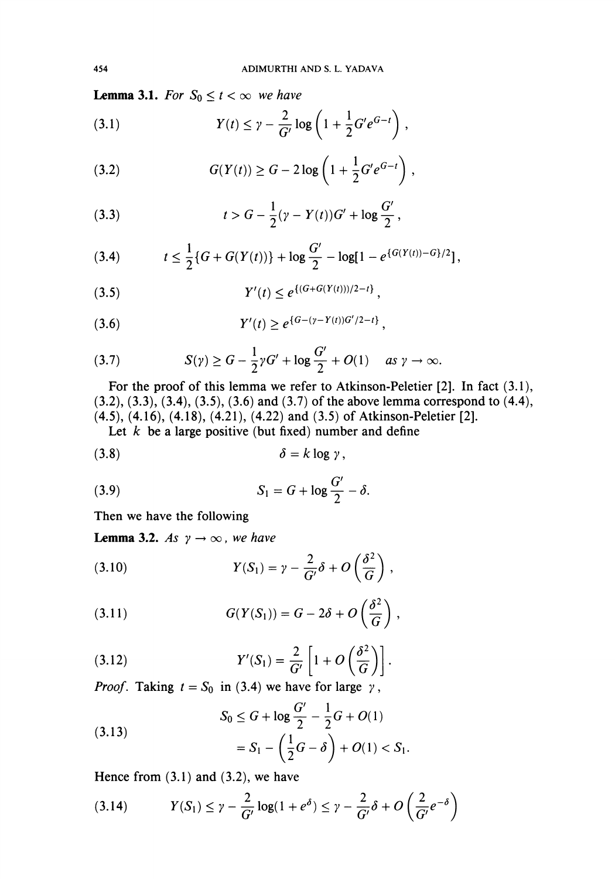**Lemma 3.1.** *For $S_0 \le t < \infty$ we have*

$$Y(t) \le \gamma - \frac{2}{G'} \log\left(1 + \frac{1}{2} G' e^{G-t}\right), \tag{3.1}$$

$$G(Y(t)) \ge G - 2\log\left(1 + \frac{1}{2} G' e^{G-t}\right), \tag{3.2}$$

$$t > G - \frac{1}{2}(\gamma - Y(t))G' + \log\frac{G'}{2}, \tag{3.3}$$

$$t \le \frac{1}{2}\{G + G(Y(t))\} + \log\frac{G'}{2} - \log[1 - e^{\{G(Y(t)) - G\}/2}], \tag{3.4}$$

$$Y'(t) \le e^{\{(G + G(Y(t)))/2 - t\}}, \tag{3.5}$$

$$Y'(t) \ge e^{\{G - (\gamma - Y(t))G'/2 - t\}}, \tag{3.6}$$

$$S(\gamma) \ge G - \frac{1}{2}\gamma G' + \log\frac{G'}{2} + O(1) \quad \textit{as } \gamma \to \infty. \tag{3.7}$$

For the proof of this lemma we refer to Atkinson-Peletier [2]. In fact (3.1), (3.2), (3.3), (3.4), (3.5), (3.6) and (3.7) of the above lemma correspond to (4.4), (4.5), (4.16), (4.18), (4.21), (4.22) and (3.5) of Atkinson-Peletier [2].

Let $k$ be a large positive (but fixed) number and define

$$\delta = k \log\gamma, \tag{3.8}$$

$$S_1 = G + \log\frac{G'}{2} - \delta. \tag{3.9}$$

Then we have the following

**Lemma 3.2.** *As $\gamma \to \infty$, we have*

$$Y(S_1) = \gamma - \frac{2}{G'}\delta + O\left(\frac{\delta^2}{G}\right), \tag{3.10}$$

$$G(Y(S_1)) = G - 2\delta + O\left(\frac{\delta^2}{G}\right), \tag{3.11}$$

$$Y'(S_1) = \frac{2}{G'}\left[1 + O\left(\frac{\delta^2}{G}\right)\right]. \tag{3.12}$$

*Proof.* Taking $t = S_0$ in (3.4) we have for large $\gamma$,

$$\begin{aligned} S_0 &\le G + \log\frac{G'}{2} - \frac{1}{2}G + O(1) \\ &= S_1 - \left(\frac{1}{2}G - \delta\right) + O(1) < S_1. \end{aligned} \tag{3.13}$$

Hence from (3.1) and (3.2), we have

$$Y(S_1) \le \gamma - \frac{2}{G'}\log(1 + e^{\delta}) \le \gamma - \frac{2}{G'}\delta + O\left(\frac{2}{G'}e^{-\delta}\right) \tag{3.14}$$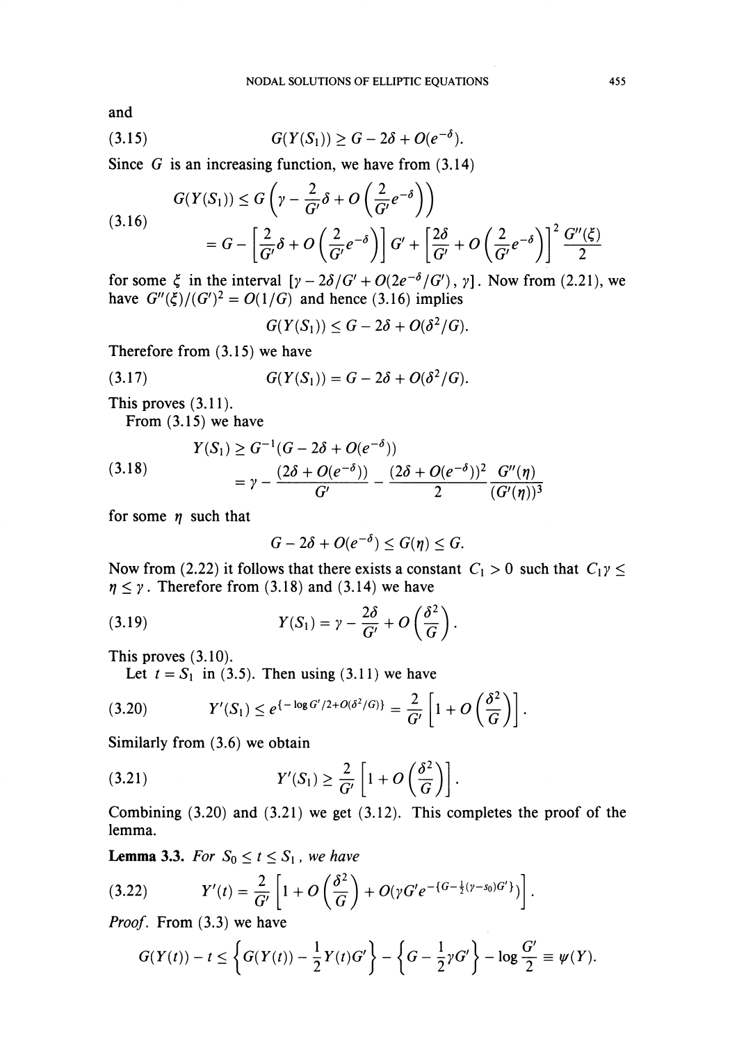and

$$G(Y(S_1)) \geq G - 2\delta + O(e^{-\delta}). \tag{3.15}$$

Since $G$ is an increasing function, we have from (3.14)

$$\begin{aligned} G(Y(S_1)) &\leq G\left(\gamma - \frac{2}{G'}\delta + O\left(\frac{2}{G'}e^{-\delta}\right)\right) \\ &= G - \left[\frac{2}{G'}\delta + O\left(\frac{2}{G'}e^{-\delta}\right)\right]G' + \left[\frac{2\delta}{G'} + O\left(\frac{2}{G'}e^{-\delta}\right)\right]^2 \frac{G''(\xi)}{2} \end{aligned} \tag{3.16}$$

for some $\xi$ in the interval $[\gamma - 2\delta/G' + O(2e^{-\delta}/G'), \gamma]$. Now from (2.21), we have $G''(\xi)/(G')^2 = O(1/G)$ and hence (3.16) implies

$$G(Y(S_1)) \leq G - 2\delta + O(\delta^2/G).$$

Therefore from (3.15) we have

$$G(Y(S_1)) = G - 2\delta + O(\delta^2/G). \tag{3.17}$$

This proves (3.11).

From (3.15) we have

$$\begin{aligned} Y(S_1) &\geq G^{-1}(G - 2\delta + O(e^{-\delta})) \\ &= \gamma - \frac{(2\delta + O(e^{-\delta}))}{G'} - \frac{(2\delta + O(e^{-\delta}))^2}{2} \frac{G''(\eta)}{(G'(\eta))^3} \end{aligned} \tag{3.18}$$

for some $\eta$ such that

$$G - 2\delta + O(e^{-\delta}) \leq G(\eta) \leq G.$$

Now from (2.22) it follows that there exists a constant $C_1 > 0$ such that $C_1\gamma \leq \eta \leq \gamma$. Therefore from (3.18) and (3.14) we have

$$Y(S_1) = \gamma - \frac{2\delta}{G'} + O\left(\frac{\delta^2}{G}\right). \tag{3.19}$$

This proves (3.10).

Let $t = S_1$ in (3.5). Then using (3.11) we have

$$Y'(S_1) \leq e^{\{-\log G'/2 + O(\delta^2/G)\}} = \frac{2}{G'}\left[1 + O\left(\frac{\delta^2}{G}\right)\right]. \tag{3.20}$$

Similarly from (3.6) we obtain

$$Y'(S_1) \geq \frac{2}{G'}\left[1 + O\left(\frac{\delta^2}{G}\right)\right]. \tag{3.21}$$

Combining (3.20) and (3.21) we get (3.12). This completes the proof of the lemma.

**Lemma 3.3.** *For $S_0 \leq t \leq S_1$, we have*

$$Y'(t) = \frac{2}{G'}\left[1 + O\left(\frac{\delta^2}{G}\right) + O(\gamma G' e^{-\{G - \frac{1}{2}(\gamma - s_0)G'\}})\right]. \tag{3.22}$$

*Proof.* From (3.3) we have

$$G(Y(t)) - t \leq \left\{G(Y(t)) - \frac{1}{2}Y(t)G'\right\} - \left\{G - \frac{1}{2}\gamma G'\right\} - \log\frac{G'}{2} \equiv \psi(Y).$$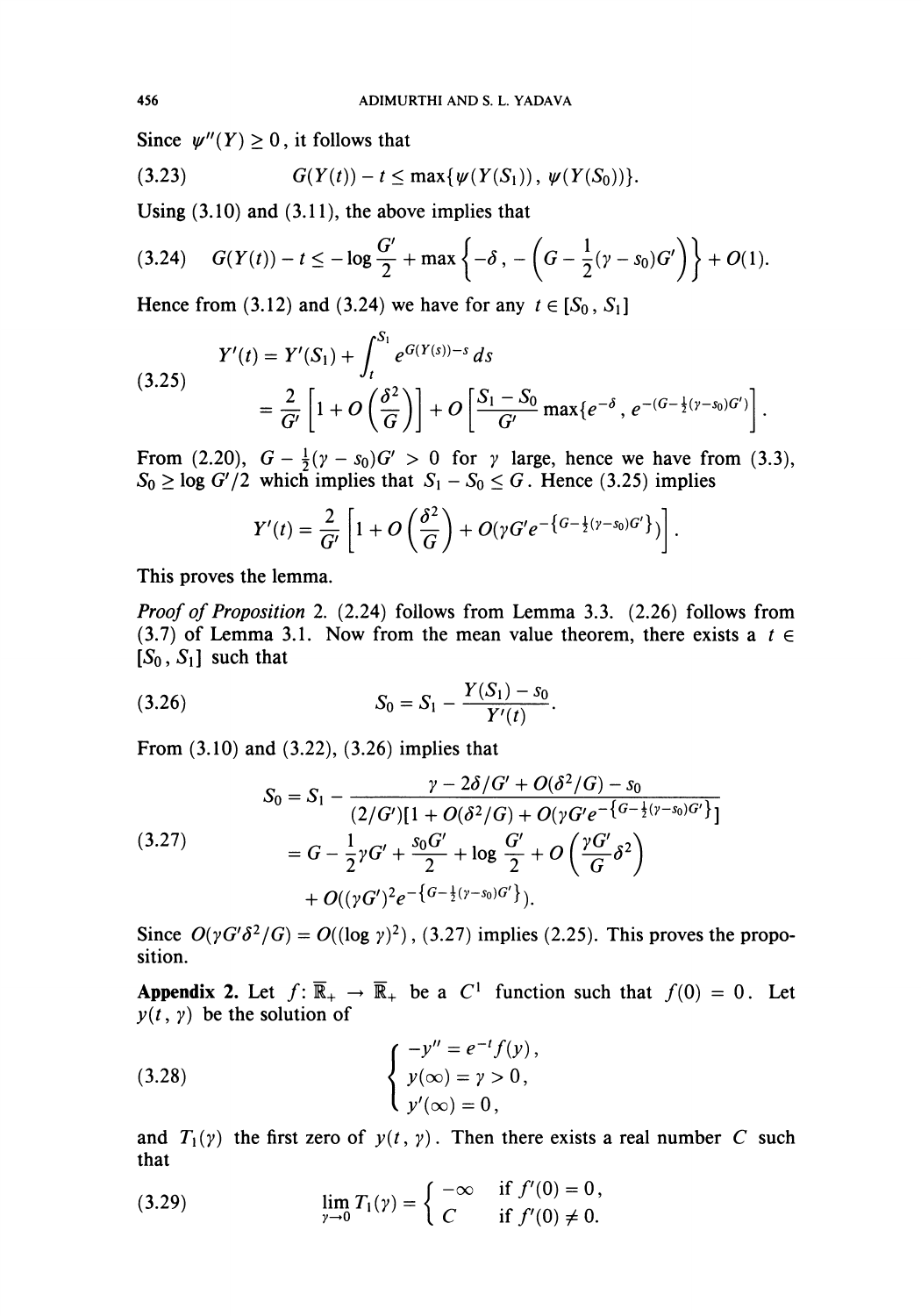Since $\psi''(Y) \geq 0$, it follows that

$$G(Y(t)) - t \leq \max\{\psi(Y(S_1)), \psi(Y(S_0))\}. \tag{3.23}$$

Using (3.10) and (3.11), the above implies that

$$G(Y(t)) - t \leq -\log\frac{G'}{2} + \max\left\{-\delta, -\left(G - \frac{1}{2}(\gamma - s_0)G'\right)\right\} + O(1). \tag{3.24}$$

Hence from (3.12) and (3.24) we have for any $t \in [S_0, S_1]$

$$\begin{aligned} Y'(t) &= Y'(S_1) + \int_t^{S_1} e^{G(Y(s))-s}\,ds \\ &= \frac{2}{G'}\left[1 + O\left(\frac{\delta^2}{G}\right)\right] + O\left[\frac{S_1 - S_0}{G'}\max\{e^{-\delta}, e^{-(G-\frac{1}{2}(\gamma - s_0)G')}\}\right]. \end{aligned} \tag{3.25}$$

From (2.20), $G - \frac{1}{2}(\gamma - s_0)G' > 0$ for $\gamma$ large, hence we have from (3.3), $S_0 \geq \log G'/2$ which implies that $S_1 - S_0 \leq G$. Hence (3.25) implies

$$Y'(t) = \frac{2}{G'}\left[1 + O\left(\frac{\delta^2}{G}\right) + O(\gamma G' e^{-\{G - \frac{1}{2}(\gamma - s_0)G'\}})\right].$$

This proves the lemma.

*Proof of Proposition* 2. (2.24) follows from Lemma 3.3. (2.26) follows from (3.7) of Lemma 3.1. Now from the mean value theorem, there exists a $t \in [S_0, S_1]$ such that

$$S_0 = S_1 - \frac{Y(S_1) - s_0}{Y'(t)}. \tag{3.26}$$

From (3.10) and (3.22), (3.26) implies that

$$\begin{aligned} S_0 &= S_1 - \frac{\gamma - 2\delta/G' + O(\delta^2/G) - s_0}{(2/G')[1 + O(\delta^2/G) + O(\gamma G' e^{-\{G - \frac{1}{2}(\gamma - s_0)G'\}}]} \\ &= G - \frac{1}{2}\gamma G' + \frac{s_0 G'}{2} + \log\frac{G'}{2} + O\left(\frac{\gamma G'}{G}\delta^2\right) \\ &\quad + O((\gamma G')^2 e^{-\{G - \frac{1}{2}(\gamma - s_0)G'\}}). \end{aligned} \tag{3.27}$$

Since $O(\gamma G' \delta^2/G) = O((\log\gamma)^2)$, (3.27) implies (2.25). This proves the proposition.

**Appendix 2.** Let $f: \overline{\mathbb{R}}_+ \to \overline{\mathbb{R}}_+$ be a $C^1$ function such that $f(0) = 0$. Let $y(t, \gamma)$ be the solution of

$$\begin{cases} -y'' = e^{-t} f(y), \\ y(\infty) = \gamma > 0, \\ y'(\infty) = 0, \end{cases} \tag{3.28}$$

and $T_1(\gamma)$ the first zero of $y(t, \gamma)$. Then there exists a real number $C$ such that

$$\lim_{\gamma \to 0} T_1(\gamma) = \begin{cases} -\infty & \text{if } f'(0) = 0, \\ C & \text{if } f'(0) \neq 0. \end{cases} \tag{3.29}$$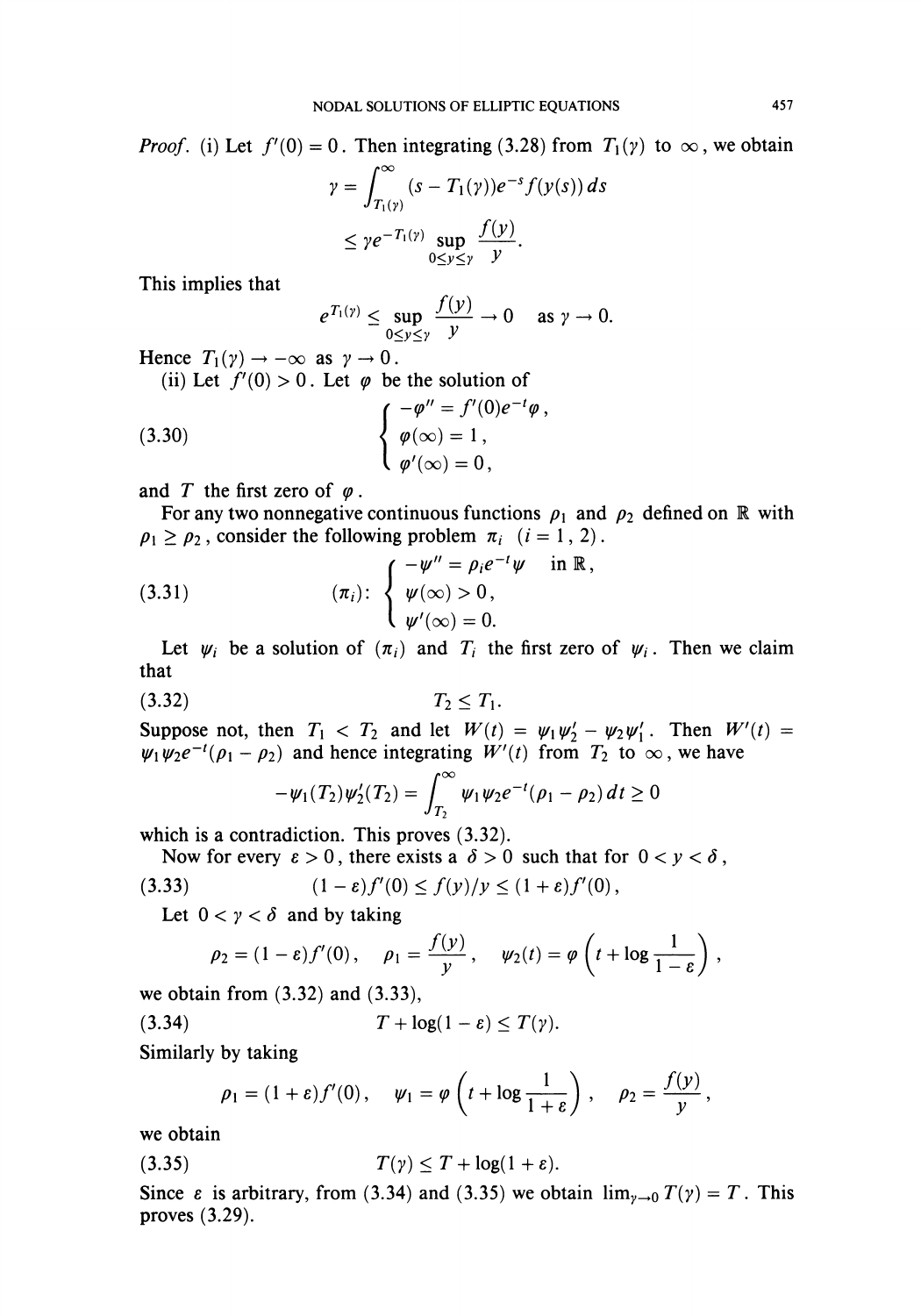*Proof.* (i) Let $f'(0) = 0$. Then integrating (3.28) from $T_1(\gamma)$ to $\infty$, we obtain

$$\gamma = \int_{T_1(\gamma)}^{\infty} (s - T_1(\gamma))e^{-s} f(y(s))\, ds$$
$$\leq \gamma e^{-T_1(\gamma)} \sup_{0 \leq y \leq \gamma} \frac{f(y)}{y}.$$

This implies that

$$e^{T_1(\gamma)} \leq \sup_{0 \leq y \leq \gamma} \frac{f(y)}{y} \to 0 \quad \text{as } \gamma \to 0.$$

Hence $T_1(\gamma) \to -\infty$ as $\gamma \to 0$.

(ii) Let $f'(0) > 0$. Let $\varphi$ be the solution of

$$\begin{cases} -\varphi'' = f'(0)e^{-t}\varphi, \\ \varphi(\infty) = 1, \\ \varphi'(\infty) = 0, \end{cases} \tag{3.30}$$

and $T$ the first zero of $\varphi$.

For any two nonnegative continuous functions $\rho_1$ and $\rho_2$ defined on $\mathbb{R}$ with $\rho_1 \geq \rho_2$, consider the following problem $\pi_i$ $(i = 1, 2)$.

$$(\pi_i): \begin{cases} -\psi'' = \rho_i e^{-t}\psi \quad \text{in } \mathbb{R}, \\ \psi(\infty) > 0, \\ \psi'(\infty) = 0. \end{cases} \tag{3.31}$$

Let $\psi_i$ be a solution of $(\pi_i)$ and $T_i$ the first zero of $\psi_i$. Then we claim that

$$T_2 \leq T_1. \tag{3.32}$$

Suppose not, then $T_1 < T_2$ and let $W(t) = \psi_1\psi_2' - \psi_2\psi_1'$. Then $W'(t) = \psi_1\psi_2 e^{-t}(\rho_1 - \rho_2)$ and hence integrating $W'(t)$ from $T_2$ to $\infty$, we have

$$-\psi_1(T_2)\psi_2'(T_2) = \int_{T_2}^{\infty} \psi_1\psi_2 e^{-t}(\rho_1 - \rho_2)\, dt \geq 0$$

which is a contradiction. This proves (3.32).

Now for every $\varepsilon > 0$, there exists a $\delta > 0$ such that for $0 < y < \delta$,

$$(1 - \varepsilon)f'(0) \leq f(y)/y \leq (1 + \varepsilon)f'(0), \tag{3.33}$$

Let $0 < \gamma < \delta$ and by taking

$$\rho_2 = (1 - \varepsilon)f'(0), \quad \rho_1 = \frac{f(y)}{y}, \quad \psi_2(t) = \varphi\left(t + \log\frac{1}{1 - \varepsilon}\right),$$

we obtain from (3.32) and (3.33),

$$T + \log(1 - \varepsilon) \leq T(\gamma). \tag{3.34}$$

Similarly by taking

$$\rho_1 = (1 + \varepsilon)f'(0), \quad \psi_1 = \varphi\left(t + \log\frac{1}{1 + \varepsilon}\right), \quad \rho_2 = \frac{f(y)}{y},$$

we obtain

$$T(\gamma) \leq T + \log(1 + \varepsilon). \tag{3.35}$$

Since $\varepsilon$ is arbitrary, from (3.34) and (3.35) we obtain $\lim_{\gamma \to 0} T(\gamma) = T$. This proves (3.29).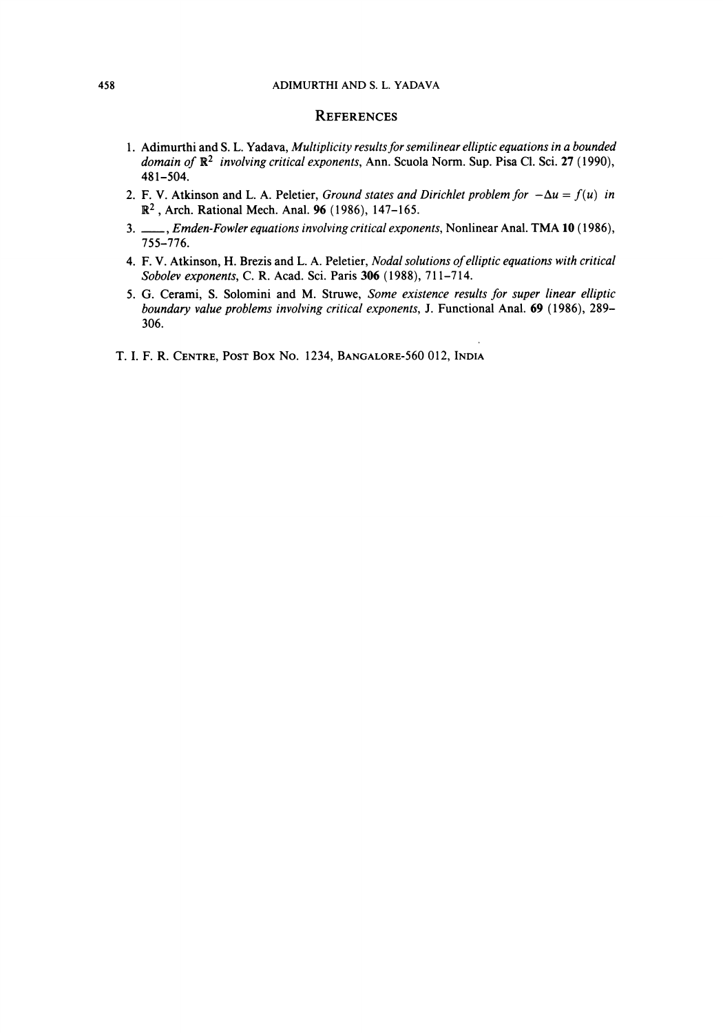## References

1. Adimurthi and S. L. Yadava, *Multiplicity results for semilinear elliptic equations in a bounded domain of* $\mathbb{R}^2$ *involving critical exponents*, Ann. Scuola Norm. Sup. Pisa Cl. Sci. **27** (1990), 481–504.
2. F. V. Atkinson and L. A. Peletier, *Ground states and Dirichlet problem for* $-\Delta u = f(u)$ *in* $\mathbb{R}^2$, Arch. Rational Mech. Anal. **96** (1986), 147–165.
3. ——, *Emden-Fowler equations involving critical exponents*, Nonlinear Anal. TMA **10** (1986), 755–776.
4. F. V. Atkinson, H. Brezis and L. A. Peletier, *Nodal solutions of elliptic equations with critical Sobolev exponents*, C. R. Acad. Sci. Paris **306** (1988), 711–714.
5. G. Cerami, S. Solomini and M. Struwe, *Some existence results for super linear elliptic boundary value problems involving critical exponents*, J. Functional Anal. **69** (1986), 289–306.

T. I. F. R. Centre, Post Box No. 1234, Bangalore-560 012, India